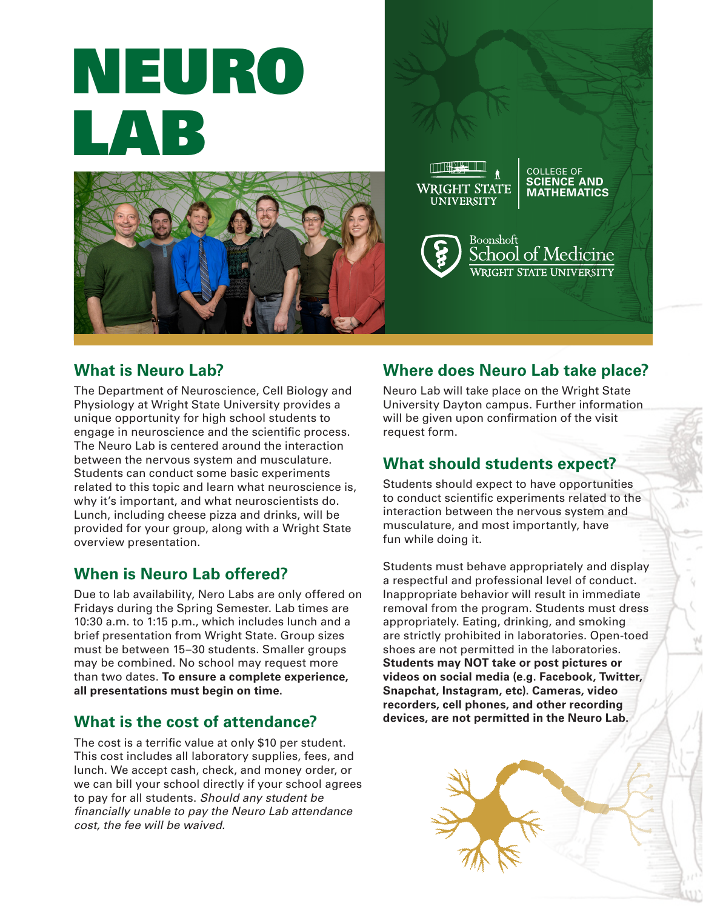# NEURO LAB

WRIGHT STATE UNIVERSITY | COLLEGE OF SCIENCE AND MATHEMATICS

Boonshoft School of Medicine WRIGHT STATE UNIVERSITY

## What is Neuro Lab?

The Department of Neuroscience, Cell Biology and Physiology at Wright State University provides a unique opportunity for high school students to engage in neuroscience and the scientific process. The Neuro Lab is centered around the interaction between the nervous system and musculature. Students can conduct some basic experiments related to this topic and learn what neuroscience is, why it's important, and what neuroscientists do. Lunch, including cheese pizza and drinks, will be provided for your group, along with a Wright State overview presentation.

## When is Neuro Lab offered?

Due to lab availability, Nero Labs are only offered on Fridays during the Spring Semester. Lab times are 10:30 a.m. to 1:15 p.m., which includes lunch and a brief presentation from Wright State. Group sizes must be between 15–30 students. Smaller groups may be combined. No school may request more than two dates. **To ensure a complete experience, all presentations must begin on time.**

## What is the cost of attendance?

The cost is a terrific value at only $10 per student. This cost includes all laboratory supplies, fees, and lunch. We accept cash, check, and money order, or we can bill your school directly if your school agrees to pay for all students. *Should any student be financially unable to pay the Neuro Lab attendance cost, the fee will be waived.*

## Where does Neuro Lab take place?

Neuro Lab will take place on the Wright State University Dayton campus. Further information will be given upon confirmation of the visit request form.

## What should students expect?

Students should expect to have opportunities to conduct scientific experiments related to the interaction between the nervous system and musculature, and most importantly, have fun while doing it.

Students must behave appropriately and display a respectful and professional level of conduct. Inappropriate behavior will result in immediate removal from the program. Students must dress appropriately. Eating, drinking, and smoking are strictly prohibited in laboratories. Open-toed shoes are not permitted in the laboratories. **Students may NOT take or post pictures or videos on social media (e.g. Facebook, Twitter, Snapchat, Instagram, etc). Cameras, video recorders, cell phones, and other recording devices, are not permitted in the Neuro Lab.**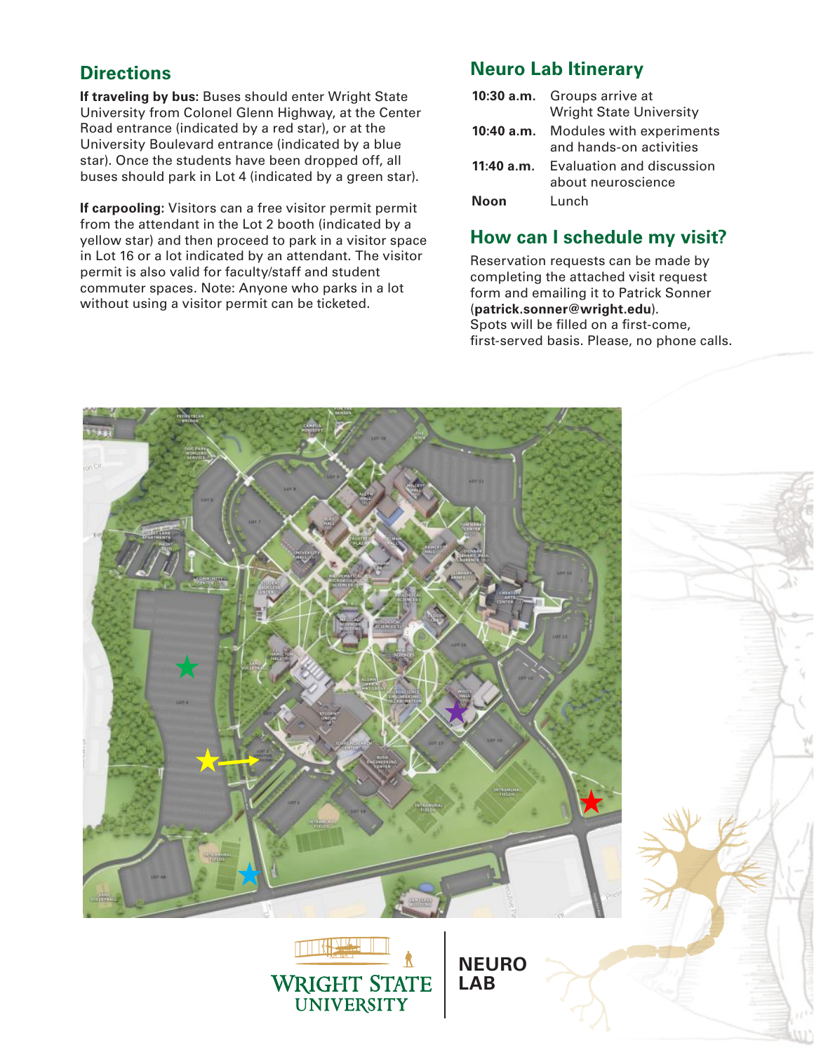## Directions

**If traveling by bus:** Buses should enter Wright State University from Colonel Glenn Highway, at the Center Road entrance (indicated by a red star), or at the University Boulevard entrance (indicated by a blue star). Once the students have been dropped off, all buses should park in Lot 4 (indicated by a green star).

**If carpooling:** Visitors can a free visitor permit permit from the attendant in the Lot 2 booth (indicated by a yellow star) and then proceed to park in a visitor space in Lot 16 or a lot indicated by an attendant. The visitor permit is also valid for faculty/staff and student commuter spaces. Note: Anyone who parks in a lot without using a visitor permit can be ticketed.

## Neuro Lab Itinerary

| | |
|---|---|
| **10:30 a.m.** | Groups arrive at Wright State University |
| **10:40 a.m.** | Modules with experiments and hands-on activities |
| **11:40 a.m.** | Evaluation and discussion about neuroscience |
| **Noon** | Lunch |

## How can I schedule my visit?

Reservation requests can be made by completing the attached visit request form and emailing it to Patrick Sonner (**patrick.sonner@wright.edu**). Spots will be filled on a first-come, first-served basis. Please, no phone calls.

WRIGHT STATE UNIVERSITY | NEURO LAB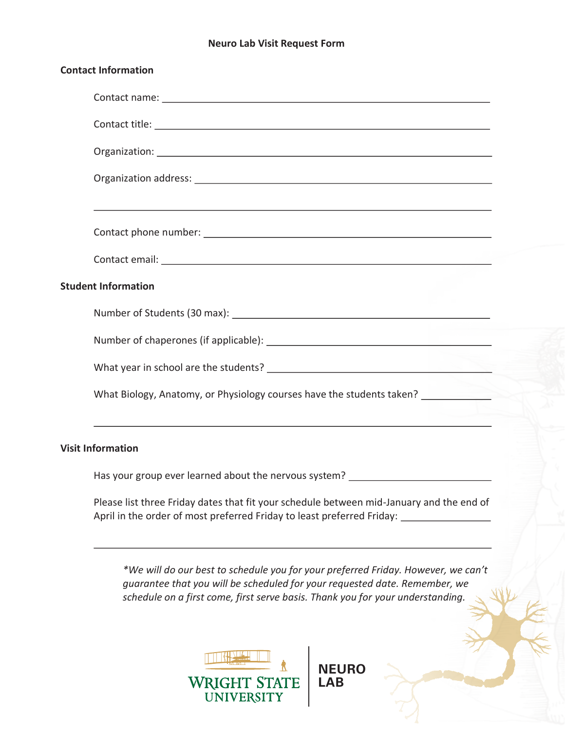# Neuro Lab Visit Request Form

## Contact Information

Contact name: ______________________________________________

Contact title: ______________________________________________

Organization: ______________________________________________

Organization address: ______________________________________________

______________________________________________

Contact phone number: ______________________________________________

Contact email: ______________________________________________

## Student Information

Number of Students (30 max): ______________________________________________

Number of chaperones (if applicable): ______________________________________________

What year in school are the students? ______________________________________________

What Biology, Anatomy, or Physiology courses have the students taken? ______________

______________________________________________

## Visit Information

Has your group ever learned about the nervous system? ______________________________

Please list three Friday dates that fit your schedule between mid-January and the end of April in the order of most preferred Friday to least preferred Friday: ______________

______________________________________________

*\*We will do our best to schedule you for your preferred Friday. However, we can't guarantee that you will be scheduled for your requested date. Remember, we schedule on a first come, first serve basis. Thank you for your understanding.*

WRIGHT STATE UNIVERSITY | NEURO LAB